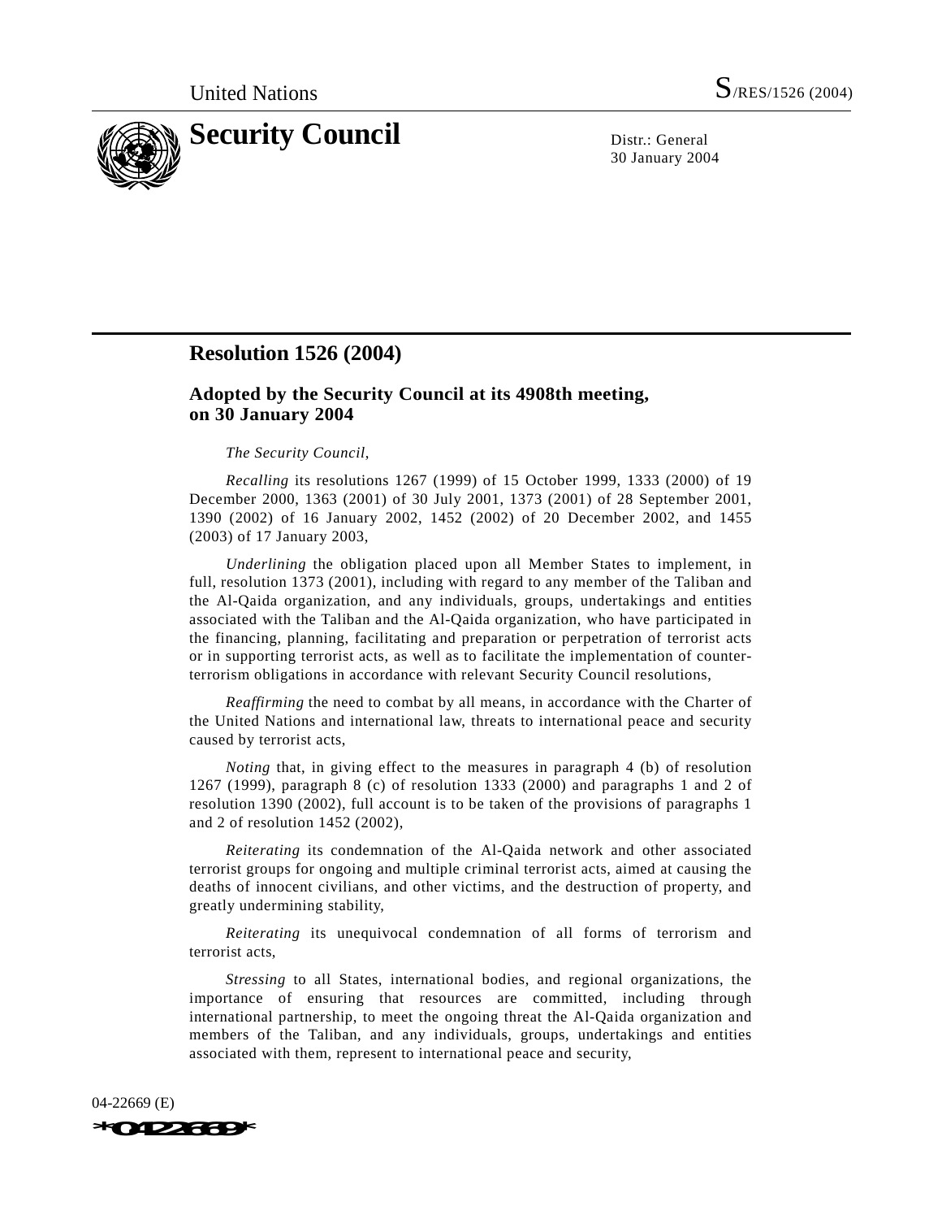United Nations S/RES/1526 (2004)

# Security Council

Distr.: General
30 January 2004

## Resolution 1526 (2004)

### Adopted by the Security Council at its 4908th meeting, on 30 January 2004

*The Security Council*,

*Recalling* its resolutions 1267 (1999) of 15 October 1999, 1333 (2000) of 19 December 2000, 1363 (2001) of 30 July 2001, 1373 (2001) of 28 September 2001, 1390 (2002) of 16 January 2002, 1452 (2002) of 20 December 2002, and 1455 (2003) of 17 January 2003,

*Underlining* the obligation placed upon all Member States to implement, in full, resolution 1373 (2001), including with regard to any member of the Taliban and the Al-Qaida organization, and any individuals, groups, undertakings and entities associated with the Taliban and the Al-Qaida organization, who have participated in the financing, planning, facilitating and preparation or perpetration of terrorist acts or in supporting terrorist acts, as well as to facilitate the implementation of counter-terrorism obligations in accordance with relevant Security Council resolutions,

*Reaffirming* the need to combat by all means, in accordance with the Charter of the United Nations and international law, threats to international peace and security caused by terrorist acts,

*Noting* that, in giving effect to the measures in paragraph 4 (b) of resolution 1267 (1999), paragraph 8 (c) of resolution 1333 (2000) and paragraphs 1 and 2 of resolution 1390 (2002), full account is to be taken of the provisions of paragraphs 1 and 2 of resolution 1452 (2002),

*Reiterating* its condemnation of the Al-Qaida network and other associated terrorist groups for ongoing and multiple criminal terrorist acts, aimed at causing the deaths of innocent civilians, and other victims, and the destruction of property, and greatly undermining stability,

*Reiterating* its unequivocal condemnation of all forms of terrorism and terrorist acts,

*Stressing* to all States, international bodies, and regional organizations, the importance of ensuring that resources are committed, including through international partnership, to meet the ongoing threat the Al-Qaida organization and members of the Taliban, and any individuals, groups, undertakings and entities associated with them, represent to international peace and security,

04-22669 (E)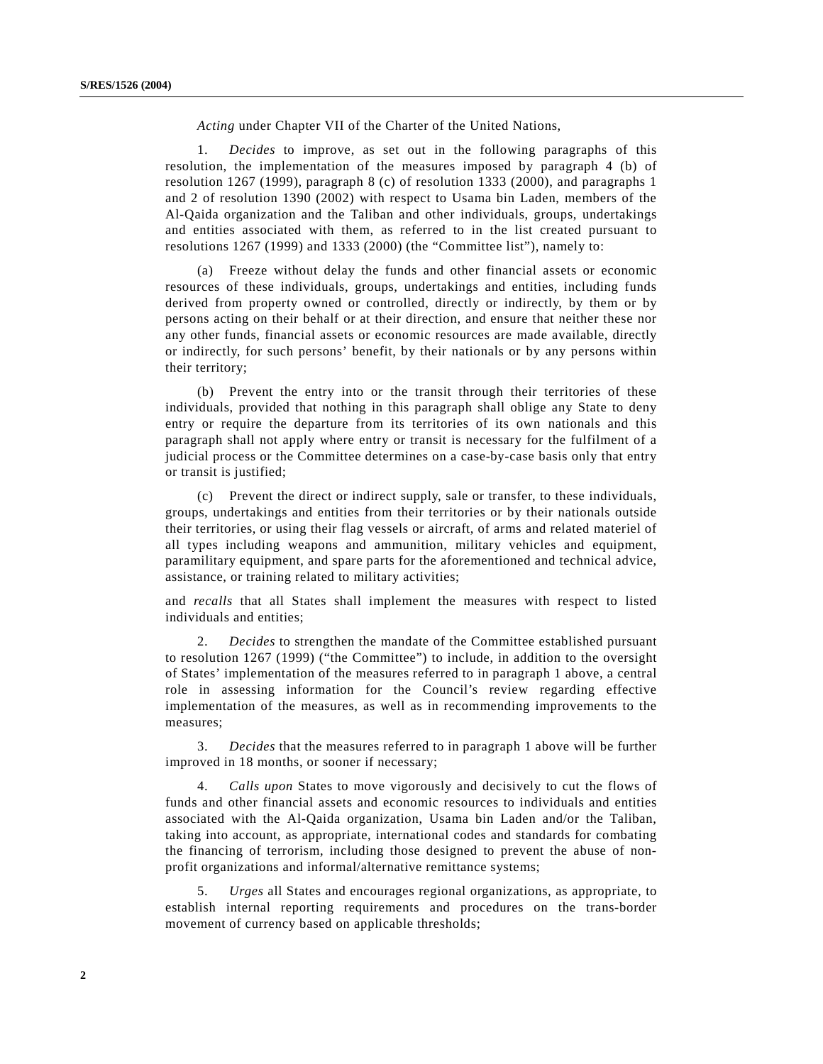*Acting* under Chapter VII of the Charter of the United Nations,

1. *Decides* to improve, as set out in the following paragraphs of this resolution, the implementation of the measures imposed by paragraph 4 (b) of resolution 1267 (1999), paragraph 8 (c) of resolution 1333 (2000), and paragraphs 1 and 2 of resolution 1390 (2002) with respect to Usama bin Laden, members of the Al-Qaida organization and the Taliban and other individuals, groups, undertakings and entities associated with them, as referred to in the list created pursuant to resolutions 1267 (1999) and 1333 (2000) (the "Committee list"), namely to:

(a) Freeze without delay the funds and other financial assets or economic resources of these individuals, groups, undertakings and entities, including funds derived from property owned or controlled, directly or indirectly, by them or by persons acting on their behalf or at their direction, and ensure that neither these nor any other funds, financial assets or economic resources are made available, directly or indirectly, for such persons' benefit, by their nationals or by any persons within their territory;

(b) Prevent the entry into or the transit through their territories of these individuals, provided that nothing in this paragraph shall oblige any State to deny entry or require the departure from its territories of its own nationals and this paragraph shall not apply where entry or transit is necessary for the fulfilment of a judicial process or the Committee determines on a case-by-case basis only that entry or transit is justified;

(c) Prevent the direct or indirect supply, sale or transfer, to these individuals, groups, undertakings and entities from their territories or by their nationals outside their territories, or using their flag vessels or aircraft, of arms and related materiel of all types including weapons and ammunition, military vehicles and equipment, paramilitary equipment, and spare parts for the aforementioned and technical advice, assistance, or training related to military activities;

and *recalls* that all States shall implement the measures with respect to listed individuals and entities;

2. *Decides* to strengthen the mandate of the Committee established pursuant to resolution 1267 (1999) ("the Committee") to include, in addition to the oversight of States' implementation of the measures referred to in paragraph 1 above, a central role in assessing information for the Council's review regarding effective implementation of the measures, as well as in recommending improvements to the measures;

3. *Decides* that the measures referred to in paragraph 1 above will be further improved in 18 months, or sooner if necessary;

4. *Calls upon* States to move vigorously and decisively to cut the flows of funds and other financial assets and economic resources to individuals and entities associated with the Al-Qaida organization, Usama bin Laden and/or the Taliban, taking into account, as appropriate, international codes and standards for combating the financing of terrorism, including those designed to prevent the abuse of non-profit organizations and informal/alternative remittance systems;

5. *Urges* all States and encourages regional organizations, as appropriate, to establish internal reporting requirements and procedures on the trans-border movement of currency based on applicable thresholds;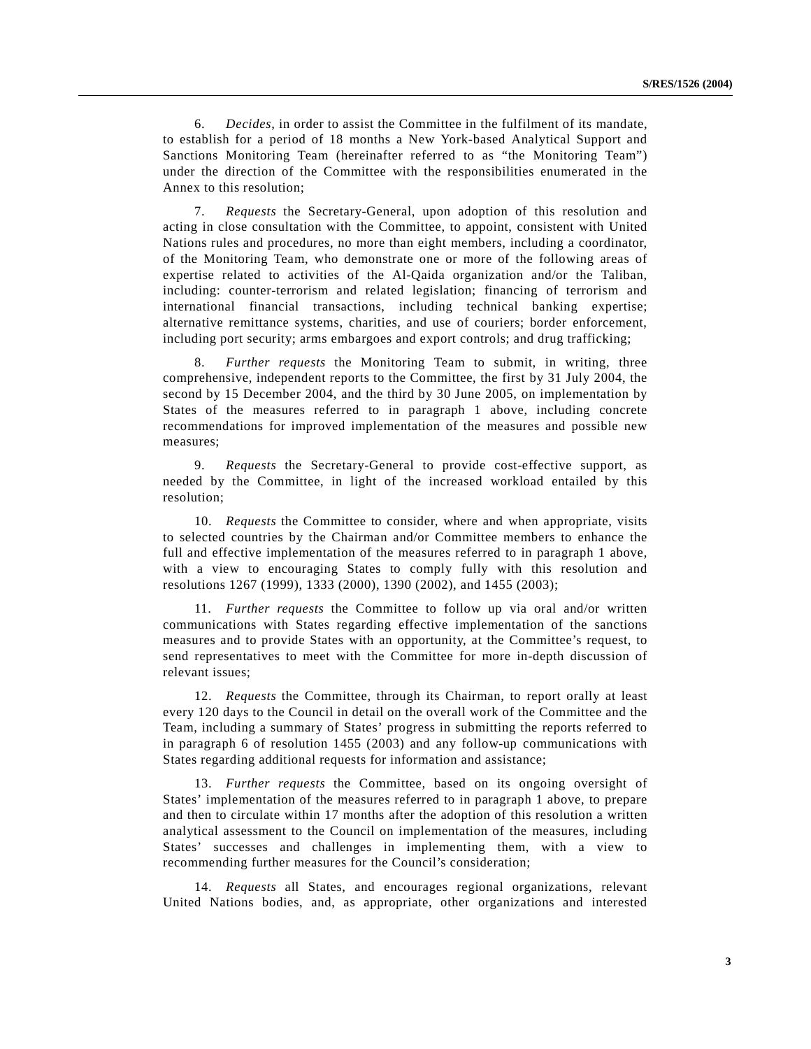6. *Decides*, in order to assist the Committee in the fulfilment of its mandate, to establish for a period of 18 months a New York-based Analytical Support and Sanctions Monitoring Team (hereinafter referred to as "the Monitoring Team") under the direction of the Committee with the responsibilities enumerated in the Annex to this resolution;

7. *Requests* the Secretary-General, upon adoption of this resolution and acting in close consultation with the Committee, to appoint, consistent with United Nations rules and procedures, no more than eight members, including a coordinator, of the Monitoring Team, who demonstrate one or more of the following areas of expertise related to activities of the Al-Qaida organization and/or the Taliban, including: counter-terrorism and related legislation; financing of terrorism and international financial transactions, including technical banking expertise; alternative remittance systems, charities, and use of couriers; border enforcement, including port security; arms embargoes and export controls; and drug trafficking;

8. *Further requests* the Monitoring Team to submit, in writing, three comprehensive, independent reports to the Committee, the first by 31 July 2004, the second by 15 December 2004, and the third by 30 June 2005, on implementation by States of the measures referred to in paragraph 1 above, including concrete recommendations for improved implementation of the measures and possible new measures;

9. *Requests* the Secretary-General to provide cost-effective support, as needed by the Committee, in light of the increased workload entailed by this resolution;

10. *Requests* the Committee to consider, where and when appropriate, visits to selected countries by the Chairman and/or Committee members to enhance the full and effective implementation of the measures referred to in paragraph 1 above, with a view to encouraging States to comply fully with this resolution and resolutions 1267 (1999), 1333 (2000), 1390 (2002), and 1455 (2003);

11. *Further requests* the Committee to follow up via oral and/or written communications with States regarding effective implementation of the sanctions measures and to provide States with an opportunity, at the Committee's request, to send representatives to meet with the Committee for more in-depth discussion of relevant issues;

12. *Requests* the Committee, through its Chairman, to report orally at least every 120 days to the Council in detail on the overall work of the Committee and the Team, including a summary of States' progress in submitting the reports referred to in paragraph 6 of resolution 1455 (2003) and any follow-up communications with States regarding additional requests for information and assistance;

13. *Further requests* the Committee, based on its ongoing oversight of States' implementation of the measures referred to in paragraph 1 above, to prepare and then to circulate within 17 months after the adoption of this resolution a written analytical assessment to the Council on implementation of the measures, including States' successes and challenges in implementing them, with a view to recommending further measures for the Council's consideration;

14. *Requests* all States, and encourages regional organizations, relevant United Nations bodies, and, as appropriate, other organizations and interested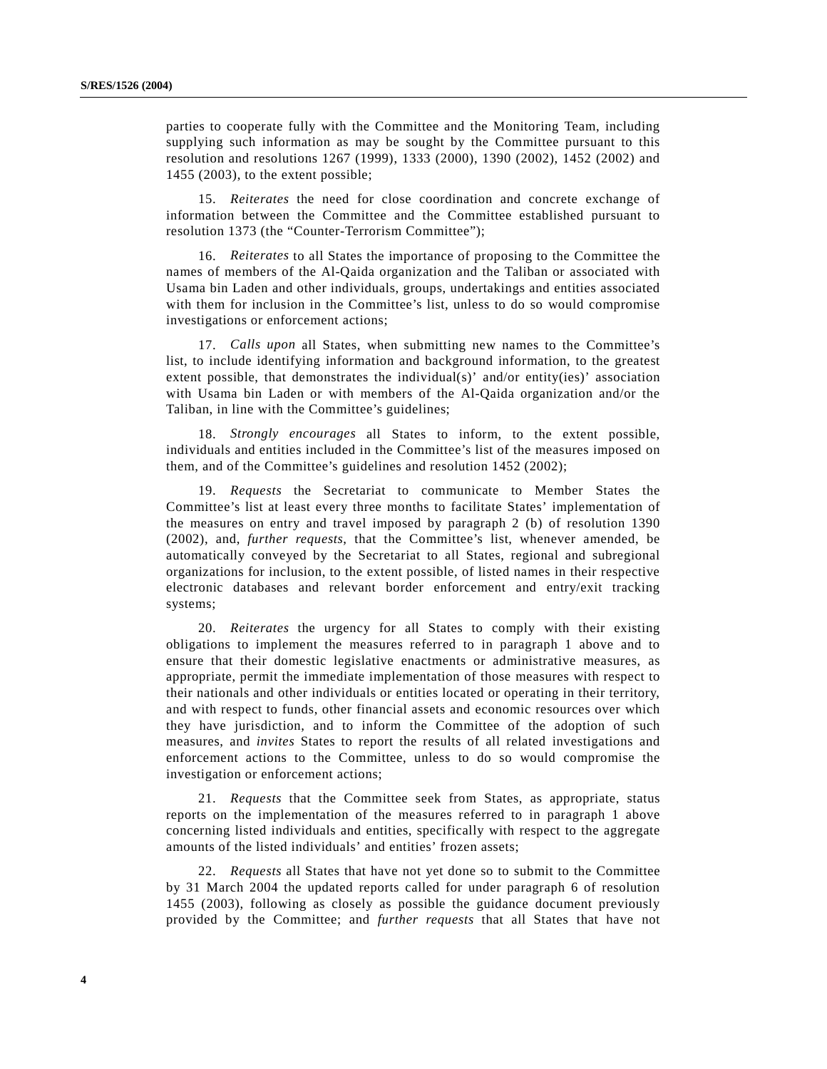parties to cooperate fully with the Committee and the Monitoring Team, including supplying such information as may be sought by the Committee pursuant to this resolution and resolutions 1267 (1999), 1333 (2000), 1390 (2002), 1452 (2002) and 1455 (2003), to the extent possible;

15. *Reiterates* the need for close coordination and concrete exchange of information between the Committee and the Committee established pursuant to resolution 1373 (the "Counter-Terrorism Committee");

16. *Reiterates* to all States the importance of proposing to the Committee the names of members of the Al-Qaida organization and the Taliban or associated with Usama bin Laden and other individuals, groups, undertakings and entities associated with them for inclusion in the Committee's list, unless to do so would compromise investigations or enforcement actions;

17. *Calls upon* all States, when submitting new names to the Committee's list, to include identifying information and background information, to the greatest extent possible, that demonstrates the individual(s)' and/or entity(ies)' association with Usama bin Laden or with members of the Al-Qaida organization and/or the Taliban, in line with the Committee's guidelines;

18. *Strongly encourages* all States to inform, to the extent possible, individuals and entities included in the Committee's list of the measures imposed on them, and of the Committee's guidelines and resolution 1452 (2002);

19. *Requests* the Secretariat to communicate to Member States the Committee's list at least every three months to facilitate States' implementation of the measures on entry and travel imposed by paragraph 2 (b) of resolution 1390 (2002), and, *further requests*, that the Committee's list, whenever amended, be automatically conveyed by the Secretariat to all States, regional and subregional organizations for inclusion, to the extent possible, of listed names in their respective electronic databases and relevant border enforcement and entry/exit tracking systems;

20. *Reiterates* the urgency for all States to comply with their existing obligations to implement the measures referred to in paragraph 1 above and to ensure that their domestic legislative enactments or administrative measures, as appropriate, permit the immediate implementation of those measures with respect to their nationals and other individuals or entities located or operating in their territory, and with respect to funds, other financial assets and economic resources over which they have jurisdiction, and to inform the Committee of the adoption of such measures, and *invites* States to report the results of all related investigations and enforcement actions to the Committee, unless to do so would compromise the investigation or enforcement actions;

21. *Requests* that the Committee seek from States, as appropriate, status reports on the implementation of the measures referred to in paragraph 1 above concerning listed individuals and entities, specifically with respect to the aggregate amounts of the listed individuals' and entities' frozen assets;

22. *Requests* all States that have not yet done so to submit to the Committee by 31 March 2004 the updated reports called for under paragraph 6 of resolution 1455 (2003), following as closely as possible the guidance document previously provided by the Committee; and *further requests* that all States that have not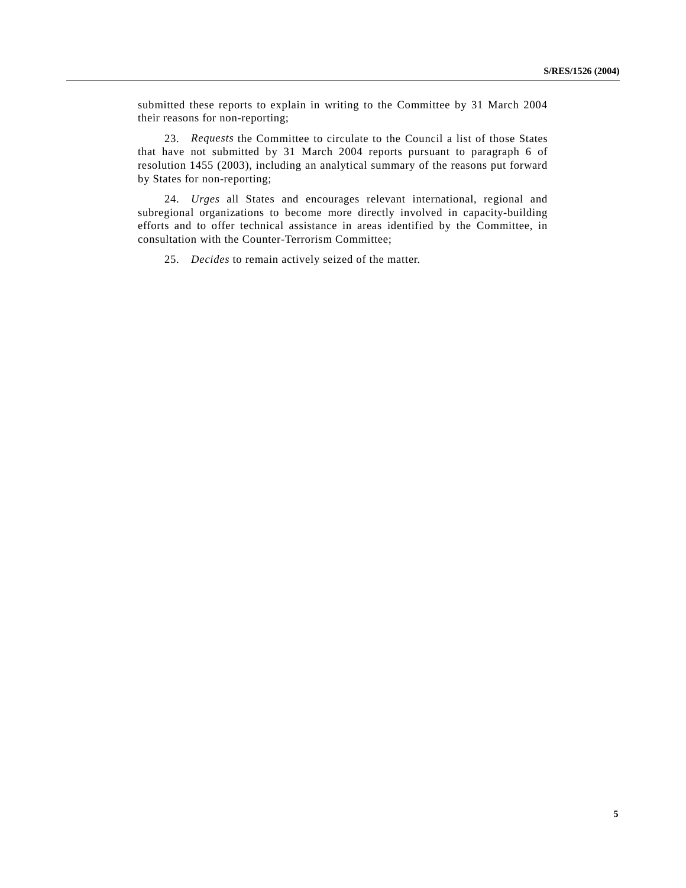submitted these reports to explain in writing to the Committee by 31 March 2004 their reasons for non-reporting;

23. *Requests* the Committee to circulate to the Council a list of those States that have not submitted by 31 March 2004 reports pursuant to paragraph 6 of resolution 1455 (2003), including an analytical summary of the reasons put forward by States for non-reporting;

24. *Urges* all States and encourages relevant international, regional and subregional organizations to become more directly involved in capacity-building efforts and to offer technical assistance in areas identified by the Committee, in consultation with the Counter-Terrorism Committee;

25. *Decides* to remain actively seized of the matter.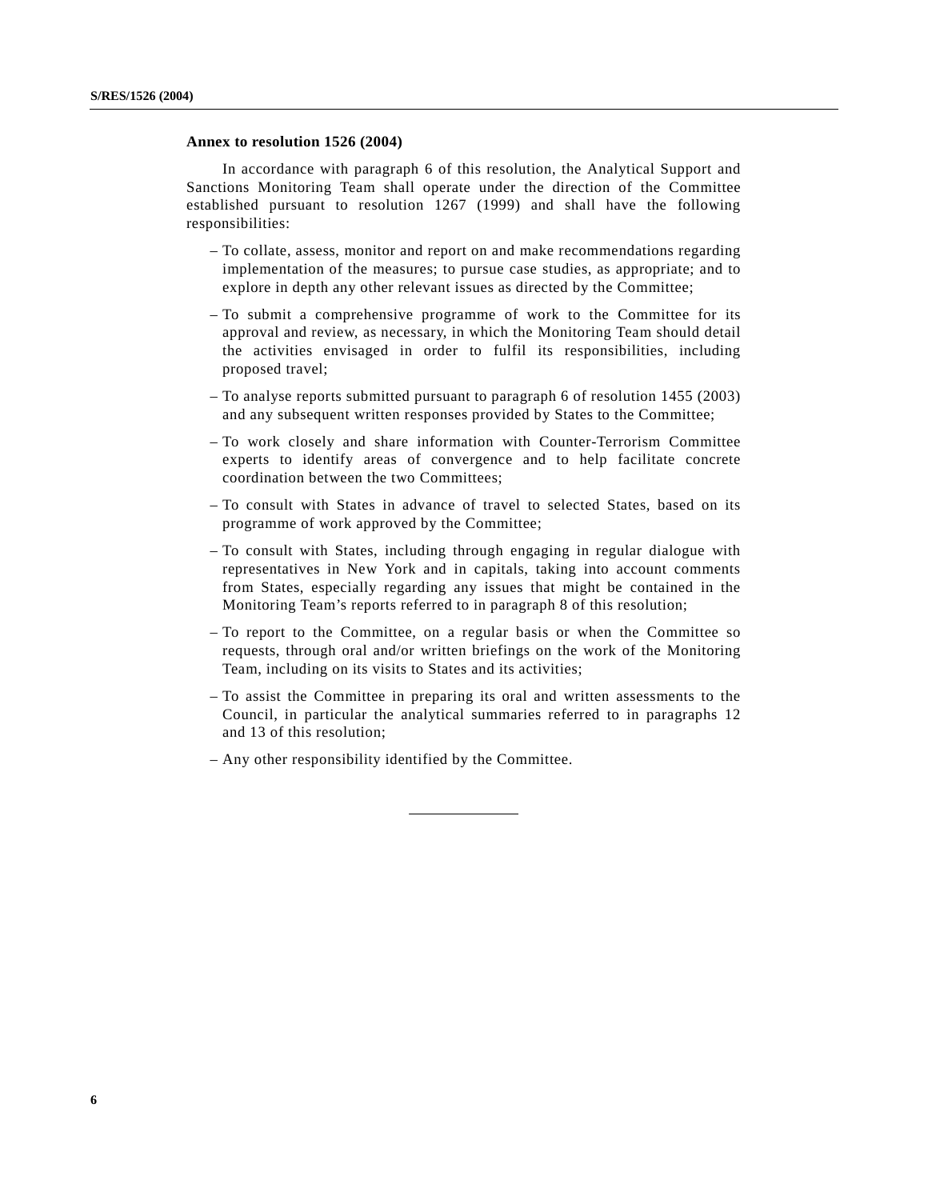**Annex to resolution 1526 (2004)**

In accordance with paragraph 6 of this resolution, the Analytical Support and Sanctions Monitoring Team shall operate under the direction of the Committee established pursuant to resolution 1267 (1999) and shall have the following responsibilities:

– To collate, assess, monitor and report on and make recommendations regarding implementation of the measures; to pursue case studies, as appropriate; and to explore in depth any other relevant issues as directed by the Committee;

– To submit a comprehensive programme of work to the Committee for its approval and review, as necessary, in which the Monitoring Team should detail the activities envisaged in order to fulfil its responsibilities, including proposed travel;

– To analyse reports submitted pursuant to paragraph 6 of resolution 1455 (2003) and any subsequent written responses provided by States to the Committee;

– To work closely and share information with Counter-Terrorism Committee experts to identify areas of convergence and to help facilitate concrete coordination between the two Committees;

– To consult with States in advance of travel to selected States, based on its programme of work approved by the Committee;

– To consult with States, including through engaging in regular dialogue with representatives in New York and in capitals, taking into account comments from States, especially regarding any issues that might be contained in the Monitoring Team's reports referred to in paragraph 8 of this resolution;

– To report to the Committee, on a regular basis or when the Committee so requests, through oral and/or written briefings on the work of the Monitoring Team, including on its visits to States and its activities;

– To assist the Committee in preparing its oral and written assessments to the Council, in particular the analytical summaries referred to in paragraphs 12 and 13 of this resolution;

– Any other responsibility identified by the Committee.